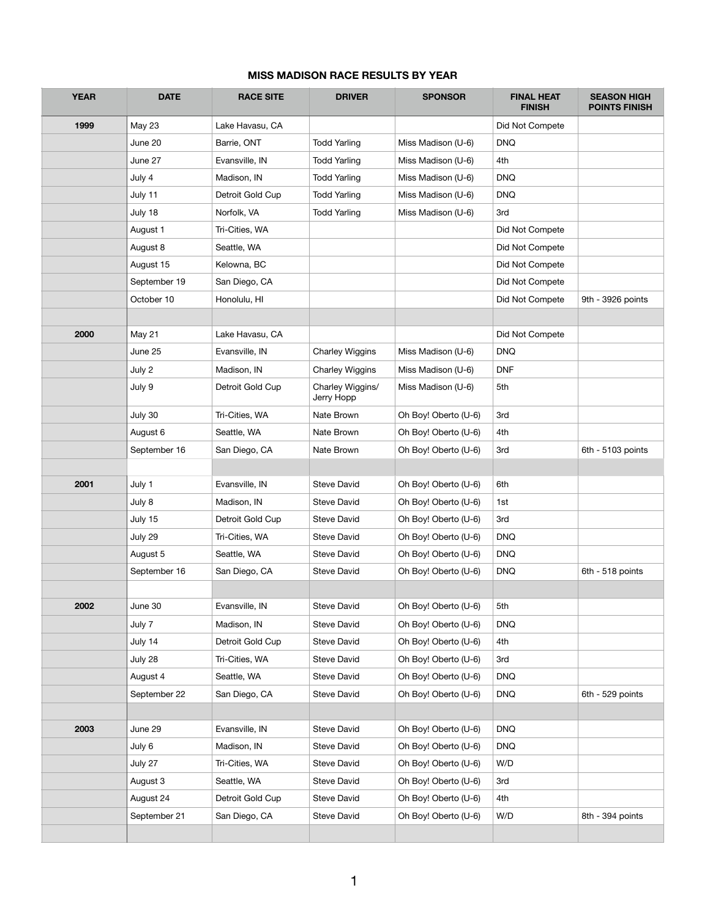## MISS MADISON RACE RESULTS BY YEAR

| YEAR | DATE | RACE SITE | DRIVER | SPONSOR | FINAL HEAT FINISH | SEASON HIGH POINTS FINISH |
|---|---|---|---|---|---|---|
| **1999** | May 23 | Lake Havasu, CA | | | Did Not Compete | |
| | June 20 | Barrie, ONT | Todd Yarling | Miss Madison (U-6) | DNQ | |
| | June 27 | Evansville, IN | Todd Yarling | Miss Madison (U-6) | 4th | |
| | July 4 | Madison, IN | Todd Yarling | Miss Madison (U-6) | DNQ | |
| | July 11 | Detroit Gold Cup | Todd Yarling | Miss Madison (U-6) | DNQ | |
| | July 18 | Norfolk, VA | Todd Yarling | Miss Madison (U-6) | 3rd | |
| | August 1 | Tri-Cities, WA | | | Did Not Compete | |
| | August 8 | Seattle, WA | | | Did Not Compete | |
| | August 15 | Kelowna, BC | | | Did Not Compete | |
| | September 19 | San Diego, CA | | | Did Not Compete | |
| | October 10 | Honolulu, HI | | | Did Not Compete | 9th - 3926 points |
| | | | | | | |
| **2000** | May 21 | Lake Havasu, CA | | | Did Not Compete | |
| | June 25 | Evansville, IN | Charley Wiggins | Miss Madison (U-6) | DNQ | |
| | July 2 | Madison, IN | Charley Wiggins | Miss Madison (U-6) | DNF | |
| | July 9 | Detroit Gold Cup | Charley Wiggins/ Jerry Hopp | Miss Madison (U-6) | 5th | |
| | July 30 | Tri-Cities, WA | Nate Brown | Oh Boy! Oberto (U-6) | 3rd | |
| | August 6 | Seattle, WA | Nate Brown | Oh Boy! Oberto (U-6) | 4th | |
| | September 16 | San Diego, CA | Nate Brown | Oh Boy! Oberto (U-6) | 3rd | 6th - 5103 points |
| | | | | | | |
| **2001** | July 1 | Evansville, IN | Steve David | Oh Boy! Oberto (U-6) | 6th | |
| | July 8 | Madison, IN | Steve David | Oh Boy! Oberto (U-6) | 1st | |
| | July 15 | Detroit Gold Cup | Steve David | Oh Boy! Oberto (U-6) | 3rd | |
| | July 29 | Tri-Cities, WA | Steve David | Oh Boy! Oberto (U-6) | DNQ | |
| | August 5 | Seattle, WA | Steve David | Oh Boy! Oberto (U-6) | DNQ | |
| | September 16 | San Diego, CA | Steve David | Oh Boy! Oberto (U-6) | DNQ | 6th - 518 points |
| | | | | | | |
| **2002** | June 30 | Evansville, IN | Steve David | Oh Boy! Oberto (U-6) | 5th | |
| | July 7 | Madison, IN | Steve David | Oh Boy! Oberto (U-6) | DNQ | |
| | July 14 | Detroit Gold Cup | Steve David | Oh Boy! Oberto (U-6) | 4th | |
| | July 28 | Tri-Cities, WA | Steve David | Oh Boy! Oberto (U-6) | 3rd | |
| | August 4 | Seattle, WA | Steve David | Oh Boy! Oberto (U-6) | DNQ | |
| | September 22 | San Diego, CA | Steve David | Oh Boy! Oberto (U-6) | DNQ | 6th - 529 points |
| | | | | | | |
| **2003** | June 29 | Evansville, IN | Steve David | Oh Boy! Oberto (U-6) | DNQ | |
| | July 6 | Madison, IN | Steve David | Oh Boy! Oberto (U-6) | DNQ | |
| | July 27 | Tri-Cities, WA | Steve David | Oh Boy! Oberto (U-6) | W/D | |
| | August 3 | Seattle, WA | Steve David | Oh Boy! Oberto (U-6) | 3rd | |
| | August 24 | Detroit Gold Cup | Steve David | Oh Boy! Oberto (U-6) | 4th | |
| | September 21 | San Diego, CA | Steve David | Oh Boy! Oberto (U-6) | W/D | 8th - 394 points |
| | | | | | | |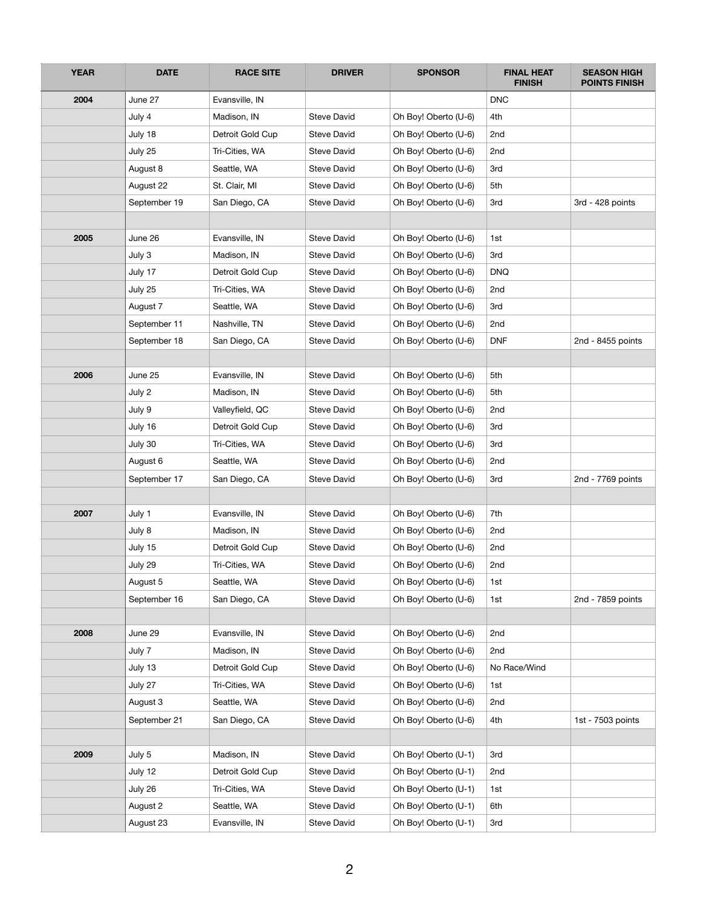| YEAR | DATE | RACE SITE | DRIVER | SPONSOR | FINAL HEAT FINISH | SEASON HIGH POINTS FINISH |
|---|---|---|---|---|---|---|
| 2004 | June 27 | Evansville, IN | | | DNC | |
| | July 4 | Madison, IN | Steve David | Oh Boy! Oberto (U-6) | 4th | |
| | July 18 | Detroit Gold Cup | Steve David | Oh Boy! Oberto (U-6) | 2nd | |
| | July 25 | Tri-Cities, WA | Steve David | Oh Boy! Oberto (U-6) | 2nd | |
| | August 8 | Seattle, WA | Steve David | Oh Boy! Oberto (U-6) | 3rd | |
| | August 22 | St. Clair, MI | Steve David | Oh Boy! Oberto (U-6) | 5th | |
| | September 19 | San Diego, CA | Steve David | Oh Boy! Oberto (U-6) | 3rd | 3rd - 428 points |
| | | | | | | |
| 2005 | June 26 | Evansville, IN | Steve David | Oh Boy! Oberto (U-6) | 1st | |
| | July 3 | Madison, IN | Steve David | Oh Boy! Oberto (U-6) | 3rd | |
| | July 17 | Detroit Gold Cup | Steve David | Oh Boy! Oberto (U-6) | DNQ | |
| | July 25 | Tri-Cities, WA | Steve David | Oh Boy! Oberto (U-6) | 2nd | |
| | August 7 | Seattle, WA | Steve David | Oh Boy! Oberto (U-6) | 3rd | |
| | September 11 | Nashville, TN | Steve David | Oh Boy! Oberto (U-6) | 2nd | |
| | September 18 | San Diego, CA | Steve David | Oh Boy! Oberto (U-6) | DNF | 2nd - 8455 points |
| | | | | | | |
| 2006 | June 25 | Evansville, IN | Steve David | Oh Boy! Oberto (U-6) | 5th | |
| | July 2 | Madison, IN | Steve David | Oh Boy! Oberto (U-6) | 5th | |
| | July 9 | Valleyfield, QC | Steve David | Oh Boy! Oberto (U-6) | 2nd | |
| | July 16 | Detroit Gold Cup | Steve David | Oh Boy! Oberto (U-6) | 3rd | |
| | July 30 | Tri-Cities, WA | Steve David | Oh Boy! Oberto (U-6) | 3rd | |
| | August 6 | Seattle, WA | Steve David | Oh Boy! Oberto (U-6) | 2nd | |
| | September 17 | San Diego, CA | Steve David | Oh Boy! Oberto (U-6) | 3rd | 2nd - 7769 points |
| | | | | | | |
| 2007 | July 1 | Evansville, IN | Steve David | Oh Boy! Oberto (U-6) | 7th | |
| | July 8 | Madison, IN | Steve David | Oh Boy! Oberto (U-6) | 2nd | |
| | July 15 | Detroit Gold Cup | Steve David | Oh Boy! Oberto (U-6) | 2nd | |
| | July 29 | Tri-Cities, WA | Steve David | Oh Boy! Oberto (U-6) | 2nd | |
| | August 5 | Seattle, WA | Steve David | Oh Boy! Oberto (U-6) | 1st | |
| | September 16 | San Diego, CA | Steve David | Oh Boy! Oberto (U-6) | 1st | 2nd - 7859 points |
| | | | | | | |
| 2008 | June 29 | Evansville, IN | Steve David | Oh Boy! Oberto (U-6) | 2nd | |
| | July 7 | Madison, IN | Steve David | Oh Boy! Oberto (U-6) | 2nd | |
| | July 13 | Detroit Gold Cup | Steve David | Oh Boy! Oberto (U-6) | No Race/Wind | |
| | July 27 | Tri-Cities, WA | Steve David | Oh Boy! Oberto (U-6) | 1st | |
| | August 3 | Seattle, WA | Steve David | Oh Boy! Oberto (U-6) | 2nd | |
| | September 21 | San Diego, CA | Steve David | Oh Boy! Oberto (U-6) | 4th | 1st - 7503 points |
| | | | | | | |
| 2009 | July 5 | Madison, IN | Steve David | Oh Boy! Oberto (U-1) | 3rd | |
| | July 12 | Detroit Gold Cup | Steve David | Oh Boy! Oberto (U-1) | 2nd | |
| | July 26 | Tri-Cities, WA | Steve David | Oh Boy! Oberto (U-1) | 1st | |
| | August 2 | Seattle, WA | Steve David | Oh Boy! Oberto (U-1) | 6th | |
| | August 23 | Evansville, IN | Steve David | Oh Boy! Oberto (U-1) | 3rd | |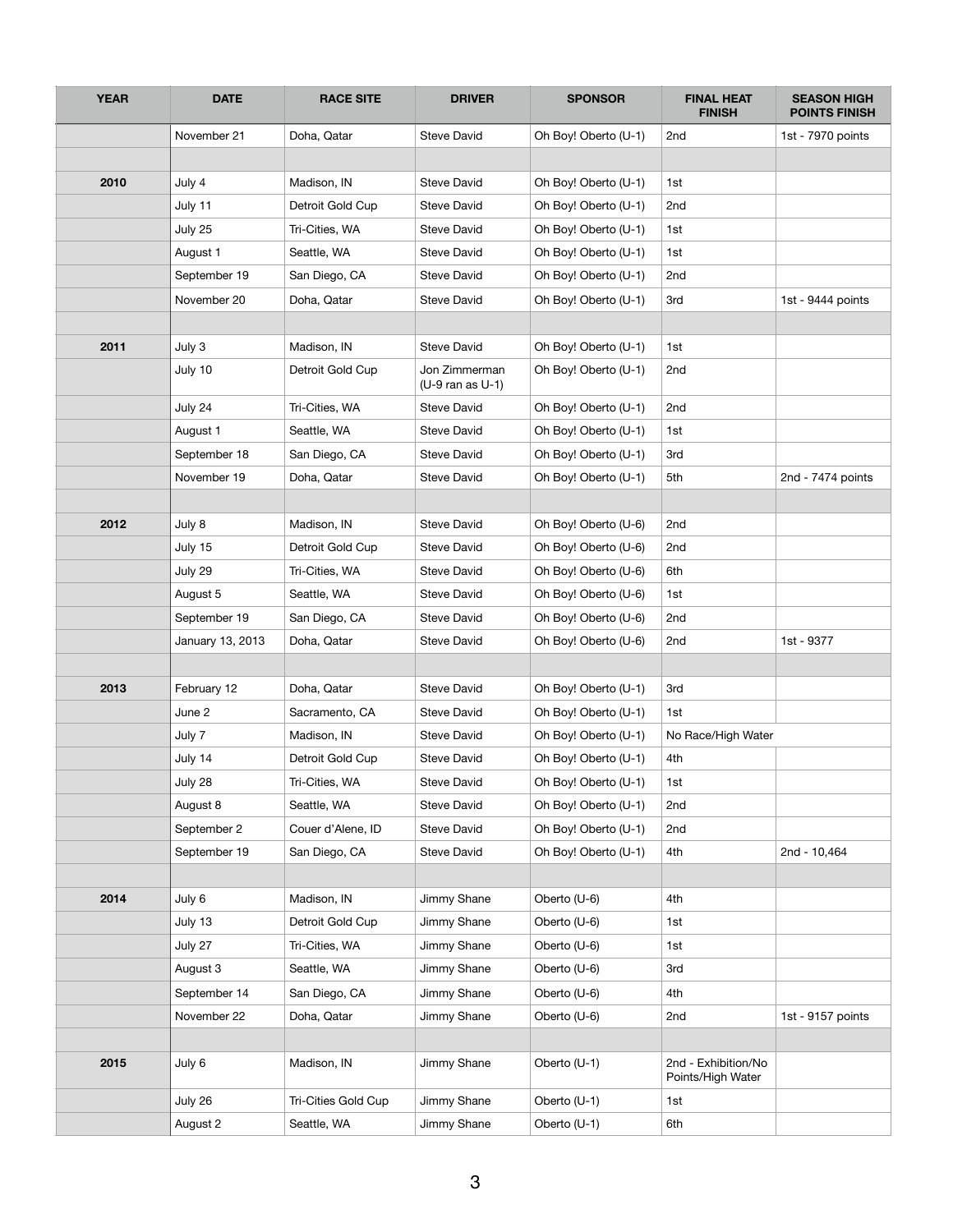| YEAR | DATE | RACE SITE | DRIVER | SPONSOR | FINAL HEAT FINISH | SEASON HIGH POINTS FINISH |
|---|---|---|---|---|---|---|
| | November 21 | Doha, Qatar | Steve David | Oh Boy! Oberto (U-1) | 2nd | 1st - 7970 points |
| | | | | | | |
| 2010 | July 4 | Madison, IN | Steve David | Oh Boy! Oberto (U-1) | 1st | |
| | July 11 | Detroit Gold Cup | Steve David | Oh Boy! Oberto (U-1) | 2nd | |
| | July 25 | Tri-Cities, WA | Steve David | Oh Boy! Oberto (U-1) | 1st | |
| | August 1 | Seattle, WA | Steve David | Oh Boy! Oberto (U-1) | 1st | |
| | September 19 | San Diego, CA | Steve David | Oh Boy! Oberto (U-1) | 2nd | |
| | November 20 | Doha, Qatar | Steve David | Oh Boy! Oberto (U-1) | 3rd | 1st - 9444 points |
| | | | | | | |
| 2011 | July 3 | Madison, IN | Steve David | Oh Boy! Oberto (U-1) | 1st | |
| | July 10 | Detroit Gold Cup | Jon Zimmerman (U-9 ran as U-1) | Oh Boy! Oberto (U-1) | 2nd | |
| | July 24 | Tri-Cities, WA | Steve David | Oh Boy! Oberto (U-1) | 2nd | |
| | August 1 | Seattle, WA | Steve David | Oh Boy! Oberto (U-1) | 1st | |
| | September 18 | San Diego, CA | Steve David | Oh Boy! Oberto (U-1) | 3rd | |
| | November 19 | Doha, Qatar | Steve David | Oh Boy! Oberto (U-1) | 5th | 2nd - 7474 points |
| | | | | | | |
| 2012 | July 8 | Madison, IN | Steve David | Oh Boy! Oberto (U-6) | 2nd | |
| | July 15 | Detroit Gold Cup | Steve David | Oh Boy! Oberto (U-6) | 2nd | |
| | July 29 | Tri-Cities, WA | Steve David | Oh Boy! Oberto (U-6) | 6th | |
| | August 5 | Seattle, WA | Steve David | Oh Boy! Oberto (U-6) | 1st | |
| | September 19 | San Diego, CA | Steve David | Oh Boy! Oberto (U-6) | 2nd | |
| | January 13, 2013 | Doha, Qatar | Steve David | Oh Boy! Oberto (U-6) | 2nd | 1st - 9377 |
| | | | | | | |
| 2013 | February 12 | Doha, Qatar | Steve David | Oh Boy! Oberto (U-1) | 3rd | |
| | June 2 | Sacramento, CA | Steve David | Oh Boy! Oberto (U-1) | 1st | |
| | July 7 | Madison, IN | Steve David | Oh Boy! Oberto (U-1) | No Race/High Water | |
| | July 14 | Detroit Gold Cup | Steve David | Oh Boy! Oberto (U-1) | 4th | |
| | July 28 | Tri-Cities, WA | Steve David | Oh Boy! Oberto (U-1) | 1st | |
| | August 8 | Seattle, WA | Steve David | Oh Boy! Oberto (U-1) | 2nd | |
| | September 2 | Couer d'Alene, ID | Steve David | Oh Boy! Oberto (U-1) | 2nd | |
| | September 19 | San Diego, CA | Steve David | Oh Boy! Oberto (U-1) | 4th | 2nd - 10,464 |
| | | | | | | |
| 2014 | July 6 | Madison, IN | Jimmy Shane | Oberto (U-6) | 4th | |
| | July 13 | Detroit Gold Cup | Jimmy Shane | Oberto (U-6) | 1st | |
| | July 27 | Tri-Cities, WA | Jimmy Shane | Oberto (U-6) | 1st | |
| | August 3 | Seattle, WA | Jimmy Shane | Oberto (U-6) | 3rd | |
| | September 14 | San Diego, CA | Jimmy Shane | Oberto (U-6) | 4th | |
| | November 22 | Doha, Qatar | Jimmy Shane | Oberto (U-6) | 2nd | 1st - 9157 points |
| | | | | | | |
| 2015 | July 6 | Madison, IN | Jimmy Shane | Oberto (U-1) | 2nd - Exhibition/No Points/High Water | |
| | July 26 | Tri-Cities Gold Cup | Jimmy Shane | Oberto (U-1) | 1st | |
| | August 2 | Seattle, WA | Jimmy Shane | Oberto (U-1) | 6th | |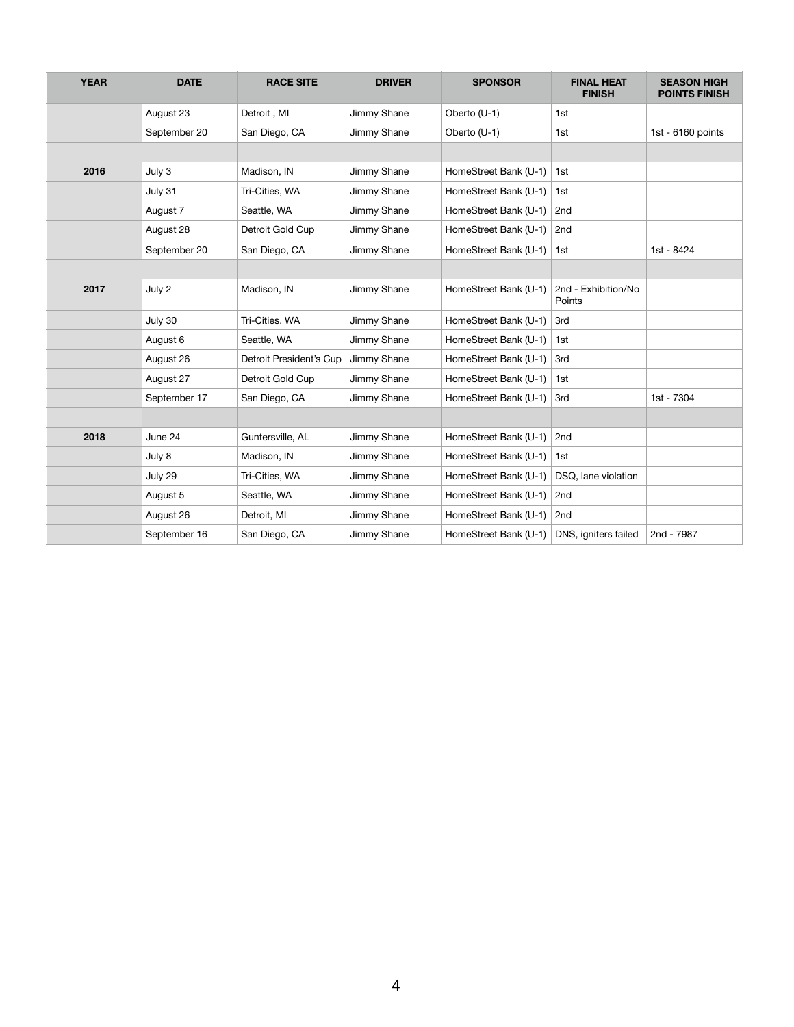| YEAR | DATE | RACE SITE | DRIVER | SPONSOR | FINAL HEAT FINISH | SEASON HIGH POINTS FINISH |
|---|---|---|---|---|---|---|
| | August 23 | Detroit , MI | Jimmy Shane | Oberto (U-1) | 1st | |
| | September 20 | San Diego, CA | Jimmy Shane | Oberto (U-1) | 1st | 1st - 6160 points |
| | | | | | | |
| **2016** | July 3 | Madison, IN | Jimmy Shane | HomeStreet Bank (U-1) | 1st | |
| | July 31 | Tri-Cities, WA | Jimmy Shane | HomeStreet Bank (U-1) | 1st | |
| | August 7 | Seattle, WA | Jimmy Shane | HomeStreet Bank (U-1) | 2nd | |
| | August 28 | Detroit Gold Cup | Jimmy Shane | HomeStreet Bank (U-1) | 2nd | |
| | September 20 | San Diego, CA | Jimmy Shane | HomeStreet Bank (U-1) | 1st | 1st - 8424 |
| | | | | | | |
| **2017** | July 2 | Madison, IN | Jimmy Shane | HomeStreet Bank (U-1) | 2nd - Exhibition/No Points | |
| | July 30 | Tri-Cities, WA | Jimmy Shane | HomeStreet Bank (U-1) | 3rd | |
| | August 6 | Seattle, WA | Jimmy Shane | HomeStreet Bank (U-1) | 1st | |
| | August 26 | Detroit President's Cup | Jimmy Shane | HomeStreet Bank (U-1) | 3rd | |
| | August 27 | Detroit Gold Cup | Jimmy Shane | HomeStreet Bank (U-1) | 1st | |
| | September 17 | San Diego, CA | Jimmy Shane | HomeStreet Bank (U-1) | 3rd | 1st - 7304 |
| | | | | | | |
| **2018** | June 24 | Guntersville, AL | Jimmy Shane | HomeStreet Bank (U-1) | 2nd | |
| | July 8 | Madison, IN | Jimmy Shane | HomeStreet Bank (U-1) | 1st | |
| | July 29 | Tri-Cities, WA | Jimmy Shane | HomeStreet Bank (U-1) | DSQ, lane violation | |
| | August 5 | Seattle, WA | Jimmy Shane | HomeStreet Bank (U-1) | 2nd | |
| | August 26 | Detroit, MI | Jimmy Shane | HomeStreet Bank (U-1) | 2nd | |
| | September 16 | San Diego, CA | Jimmy Shane | HomeStreet Bank (U-1) | DNS, igniters failed | 2nd - 7987 |